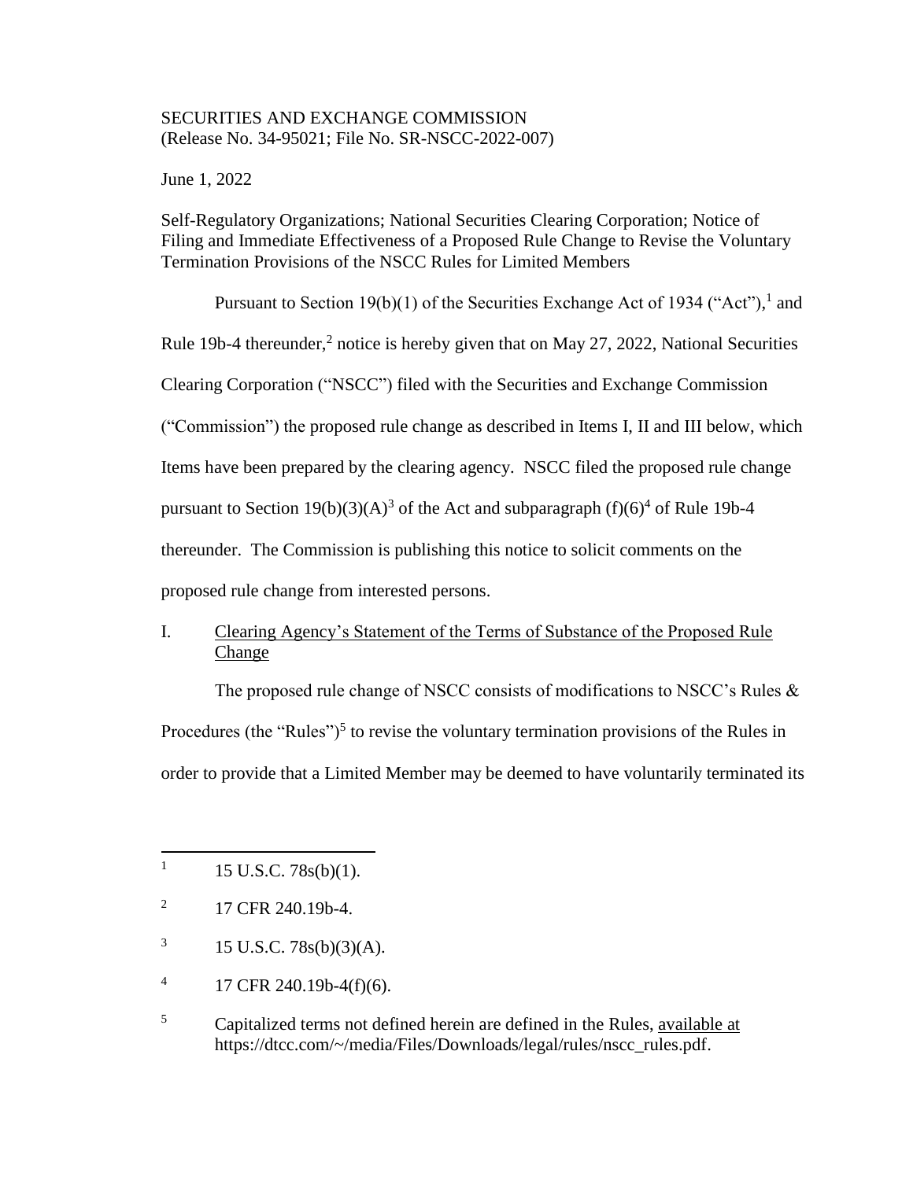SECURITIES AND EXCHANGE COMMISSION
(Release No. 34-95021; File No. SR-NSCC-2022-007)

June 1, 2022

Self-Regulatory Organizations; National Securities Clearing Corporation; Notice of Filing and Immediate Effectiveness of a Proposed Rule Change to Revise the Voluntary Termination Provisions of the NSCC Rules for Limited Members

Pursuant to Section 19(b)(1) of the Securities Exchange Act of 1934 ("Act"),[1] and Rule 19b-4 thereunder,[2] notice is hereby given that on May 27, 2022, National Securities Clearing Corporation ("NSCC") filed with the Securities and Exchange Commission ("Commission") the proposed rule change as described in Items I, II and III below, which Items have been prepared by the clearing agency. NSCC filed the proposed rule change pursuant to Section 19(b)(3)(A)[3] of the Act and subparagraph (f)(6)[4] of Rule 19b-4 thereunder. The Commission is publishing this notice to solicit comments on the proposed rule change from interested persons.

## I. Clearing Agency's Statement of the Terms of Substance of the Proposed Rule Change

The proposed rule change of NSCC consists of modifications to NSCC's Rules & Procedures (the "Rules")[5] to revise the voluntary termination provisions of the Rules in order to provide that a Limited Member may be deemed to have voluntarily terminated its

---

[1] 15 U.S.C. 78s(b)(1).

[2] 17 CFR 240.19b-4.

[3] 15 U.S.C. 78s(b)(3)(A).

[4] 17 CFR 240.19b-4(f)(6).

[5] Capitalized terms not defined herein are defined in the Rules, available at https://dtcc.com/~/media/Files/Downloads/legal/rules/nscc_rules.pdf.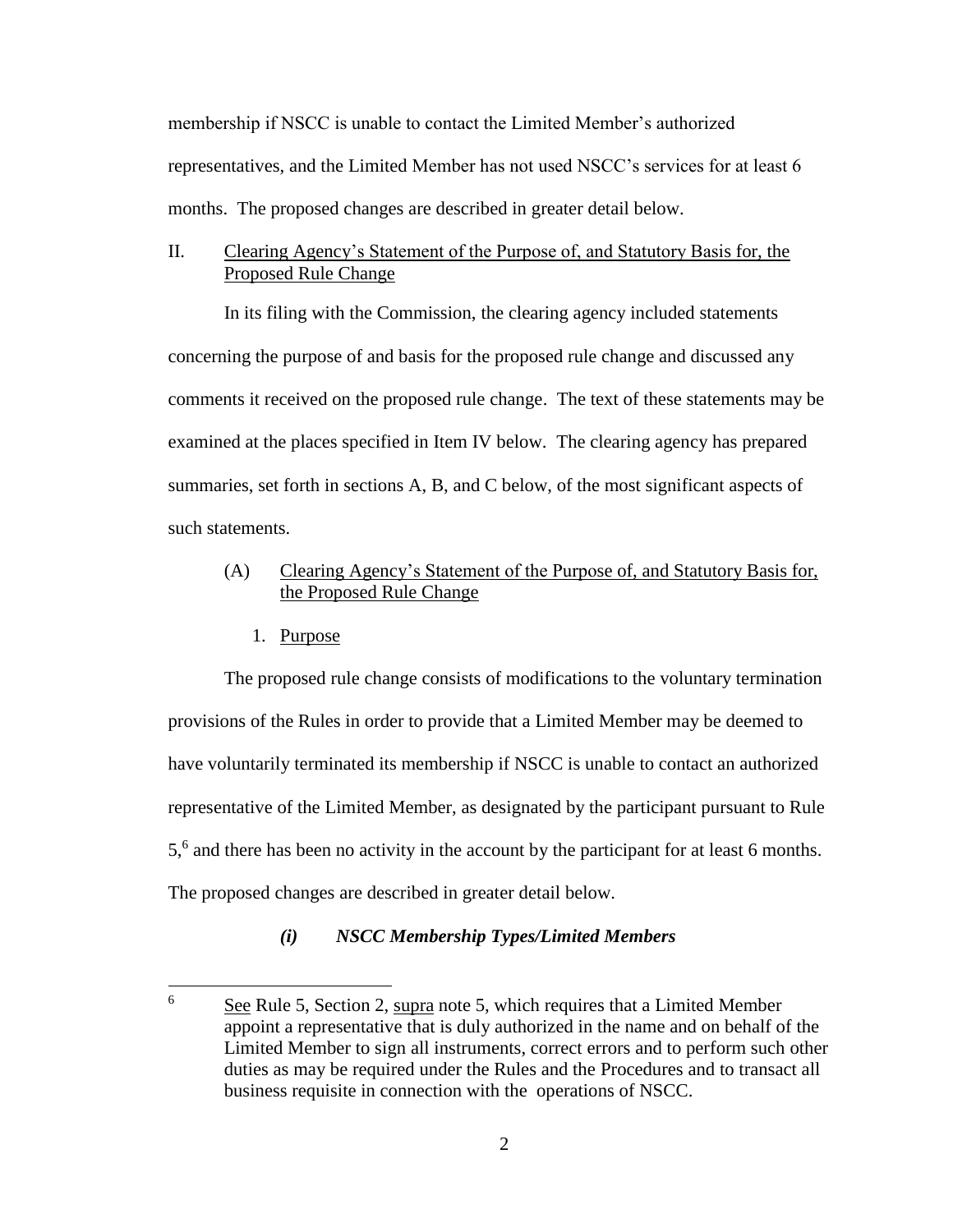membership if NSCC is unable to contact the Limited Member's authorized representatives, and the Limited Member has not used NSCC's services for at least 6 months. The proposed changes are described in greater detail below.

## II. Clearing Agency's Statement of the Purpose of, and Statutory Basis for, the Proposed Rule Change

In its filing with the Commission, the clearing agency included statements concerning the purpose of and basis for the proposed rule change and discussed any comments it received on the proposed rule change. The text of these statements may be examined at the places specified in Item IV below. The clearing agency has prepared summaries, set forth in sections A, B, and C below, of the most significant aspects of such statements.

### (A) Clearing Agency's Statement of the Purpose of, and Statutory Basis for, the Proposed Rule Change

#### 1. Purpose

The proposed rule change consists of modifications to the voluntary termination provisions of the Rules in order to provide that a Limited Member may be deemed to have voluntarily terminated its membership if NSCC is unable to contact an authorized representative of the Limited Member, as designated by the participant pursuant to Rule 5,[6] and there has been no activity in the account by the participant for at least 6 months. The proposed changes are described in greater detail below.

##### *(i) NSCC Membership Types/Limited Members*

---

[6] See Rule 5, Section 2, supra note 5, which requires that a Limited Member appoint a representative that is duly authorized in the name and on behalf of the Limited Member to sign all instruments, correct errors and to perform such other duties as may be required under the Rules and the Procedures and to transact all business requisite in connection with the operations of NSCC.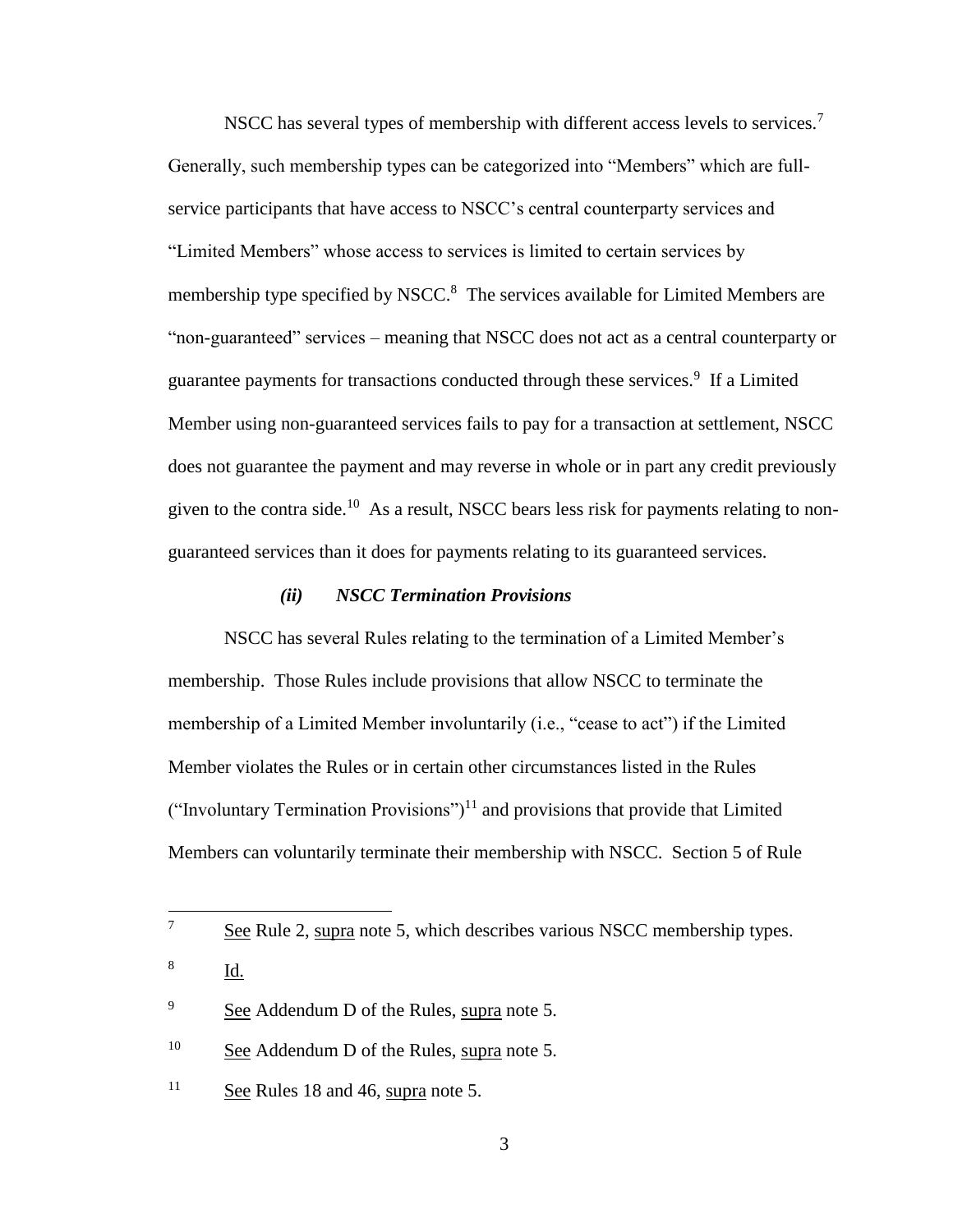NSCC has several types of membership with different access levels to services.[7] Generally, such membership types can be categorized into "Members" which are full-service participants that have access to NSCC's central counterparty services and "Limited Members" whose access to services is limited to certain services by membership type specified by NSCC.[8] The services available for Limited Members are "non-guaranteed" services – meaning that NSCC does not act as a central counterparty or guarantee payments for transactions conducted through these services.[9] If a Limited Member using non-guaranteed services fails to pay for a transaction at settlement, NSCC does not guarantee the payment and may reverse in whole or in part any credit previously given to the contra side.[10] As a result, NSCC bears less risk for payments relating to non-guaranteed services than it does for payments relating to its guaranteed services.

### *(ii) NSCC Termination Provisions*

NSCC has several Rules relating to the termination of a Limited Member's membership. Those Rules include provisions that allow NSCC to terminate the membership of a Limited Member involuntarily (i.e., "cease to act") if the Limited Member violates the Rules or in certain other circumstances listed in the Rules ("Involuntary Termination Provisions")[11] and provisions that provide that Limited Members can voluntarily terminate their membership with NSCC. Section 5 of Rule

---

[7] See Rule 2, supra note 5, which describes various NSCC membership types.

[8] Id.

[9] See Addendum D of the Rules, supra note 5.

[10] See Addendum D of the Rules, supra note 5.

[11] See Rules 18 and 46, supra note 5.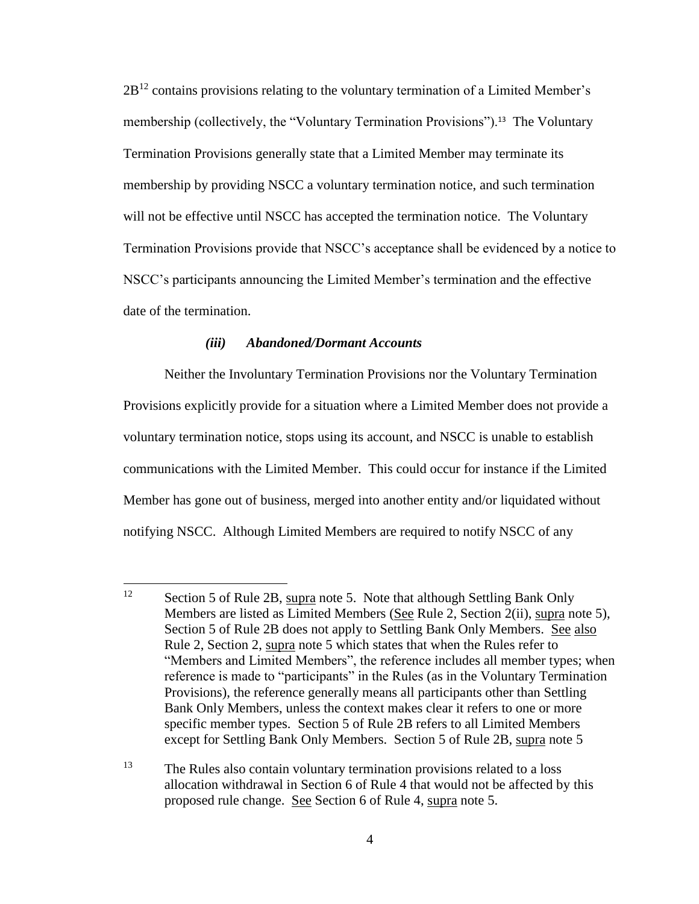2B[12] contains provisions relating to the voluntary termination of a Limited Member's membership (collectively, the "Voluntary Termination Provisions").[13] The Voluntary Termination Provisions generally state that a Limited Member may terminate its membership by providing NSCC a voluntary termination notice, and such termination will not be effective until NSCC has accepted the termination notice. The Voluntary Termination Provisions provide that NSCC's acceptance shall be evidenced by a notice to NSCC's participants announcing the Limited Member's termination and the effective date of the termination.

#### *(iii) Abandoned/Dormant Accounts*

Neither the Involuntary Termination Provisions nor the Voluntary Termination Provisions explicitly provide for a situation where a Limited Member does not provide a voluntary termination notice, stops using its account, and NSCC is unable to establish communications with the Limited Member. This could occur for instance if the Limited Member has gone out of business, merged into another entity and/or liquidated without notifying NSCC. Although Limited Members are required to notify NSCC of any

---

[12] Section 5 of Rule 2B, supra note 5. Note that although Settling Bank Only Members are listed as Limited Members (See Rule 2, Section 2(ii), supra note 5), Section 5 of Rule 2B does not apply to Settling Bank Only Members. See also Rule 2, Section 2, supra note 5 which states that when the Rules refer to "Members and Limited Members", the reference includes all member types; when reference is made to "participants" in the Rules (as in the Voluntary Termination Provisions), the reference generally means all participants other than Settling Bank Only Members, unless the context makes clear it refers to one or more specific member types. Section 5 of Rule 2B refers to all Limited Members except for Settling Bank Only Members. Section 5 of Rule 2B, supra note 5

[13] The Rules also contain voluntary termination provisions related to a loss allocation withdrawal in Section 6 of Rule 4 that would not be affected by this proposed rule change. See Section 6 of Rule 4, supra note 5.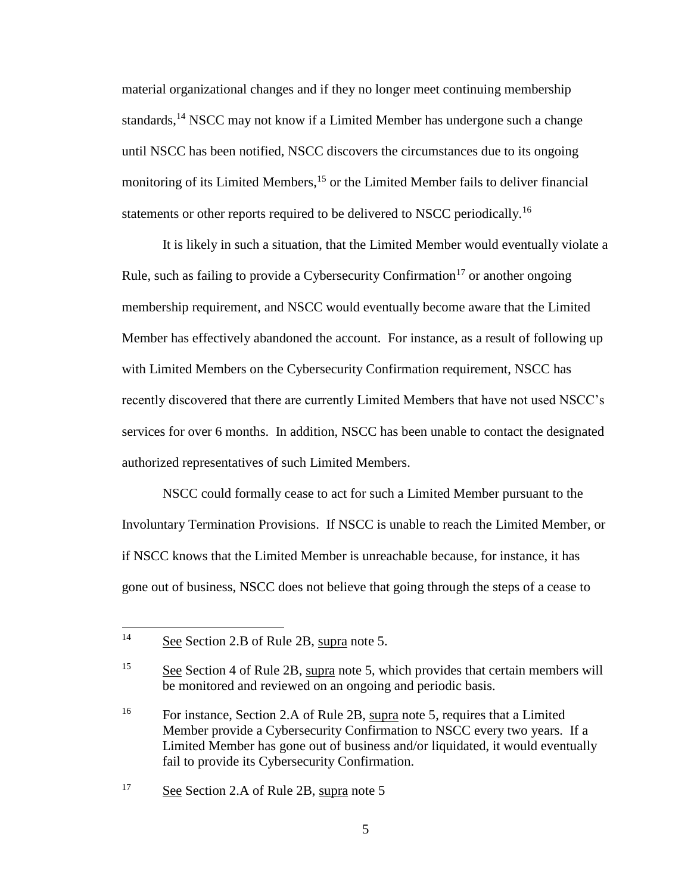material organizational changes and if they no longer meet continuing membership standards,[14] NSCC may not know if a Limited Member has undergone such a change until NSCC has been notified, NSCC discovers the circumstances due to its ongoing monitoring of its Limited Members,[15] or the Limited Member fails to deliver financial statements or other reports required to be delivered to NSCC periodically.[16]

It is likely in such a situation, that the Limited Member would eventually violate a Rule, such as failing to provide a Cybersecurity Confirmation[17] or another ongoing membership requirement, and NSCC would eventually become aware that the Limited Member has effectively abandoned the account. For instance, as a result of following up with Limited Members on the Cybersecurity Confirmation requirement, NSCC has recently discovered that there are currently Limited Members that have not used NSCC's services for over 6 months. In addition, NSCC has been unable to contact the designated authorized representatives of such Limited Members.

NSCC could formally cease to act for such a Limited Member pursuant to the Involuntary Termination Provisions. If NSCC is unable to reach the Limited Member, or if NSCC knows that the Limited Member is unreachable because, for instance, it has gone out of business, NSCC does not believe that going through the steps of a cease to

---

[14] See Section 2.B of Rule 2B, supra note 5.

[15] See Section 4 of Rule 2B, supra note 5, which provides that certain members will be monitored and reviewed on an ongoing and periodic basis.

[16] For instance, Section 2.A of Rule 2B, supra note 5, requires that a Limited Member provide a Cybersecurity Confirmation to NSCC every two years. If a Limited Member has gone out of business and/or liquidated, it would eventually fail to provide its Cybersecurity Confirmation.

[17] See Section 2.A of Rule 2B, supra note 5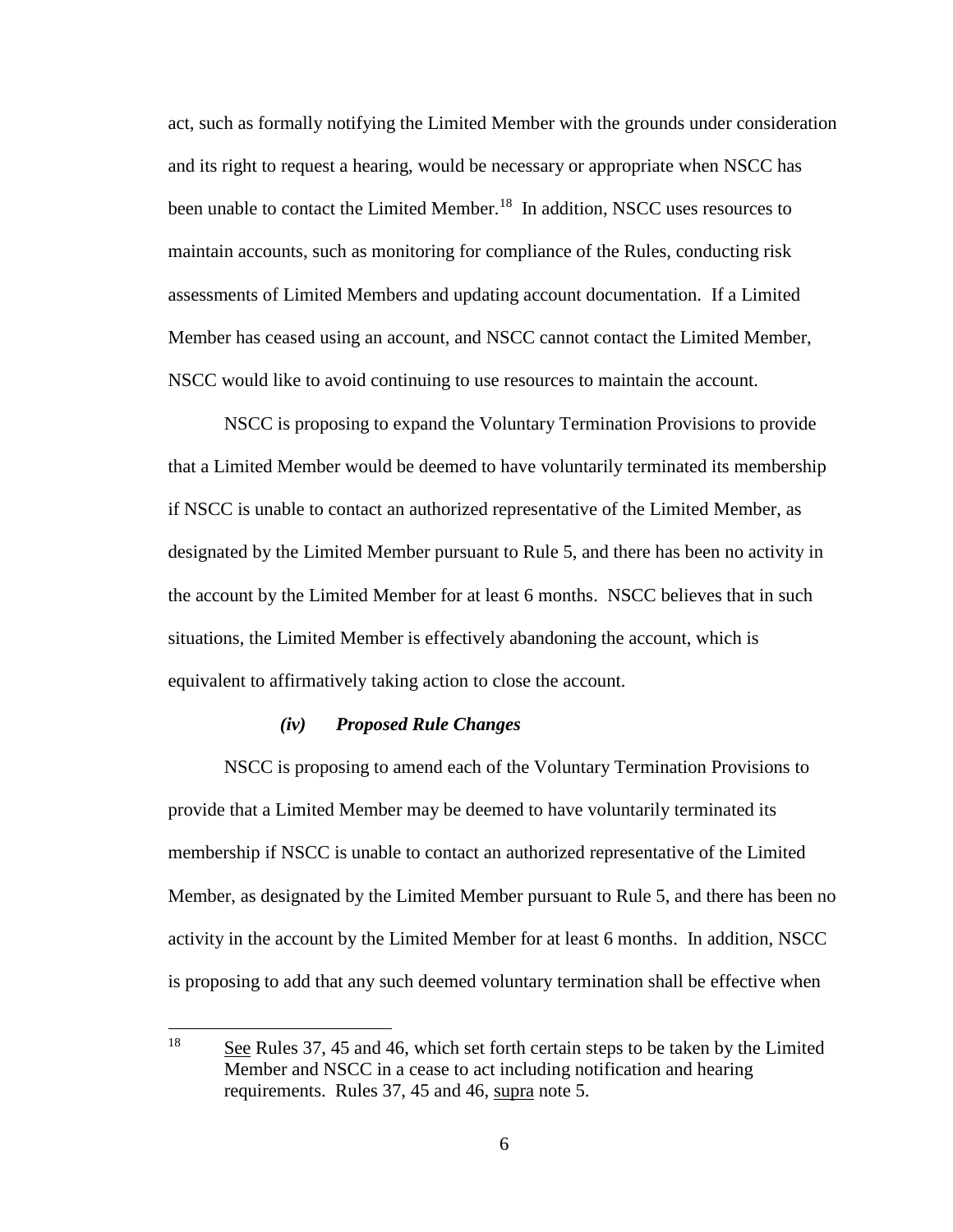act, such as formally notifying the Limited Member with the grounds under consideration and its right to request a hearing, would be necessary or appropriate when NSCC has been unable to contact the Limited Member.[18] In addition, NSCC uses resources to maintain accounts, such as monitoring for compliance of the Rules, conducting risk assessments of Limited Members and updating account documentation. If a Limited Member has ceased using an account, and NSCC cannot contact the Limited Member, NSCC would like to avoid continuing to use resources to maintain the account.

NSCC is proposing to expand the Voluntary Termination Provisions to provide that a Limited Member would be deemed to have voluntarily terminated its membership if NSCC is unable to contact an authorized representative of the Limited Member, as designated by the Limited Member pursuant to Rule 5, and there has been no activity in the account by the Limited Member for at least 6 months. NSCC believes that in such situations, the Limited Member is effectively abandoning the account, which is equivalent to affirmatively taking action to close the account.

#### *(iv) Proposed Rule Changes*

NSCC is proposing to amend each of the Voluntary Termination Provisions to provide that a Limited Member may be deemed to have voluntarily terminated its membership if NSCC is unable to contact an authorized representative of the Limited Member, as designated by the Limited Member pursuant to Rule 5, and there has been no activity in the account by the Limited Member for at least 6 months. In addition, NSCC is proposing to add that any such deemed voluntary termination shall be effective when

---

[18] See Rules 37, 45 and 46, which set forth certain steps to be taken by the Limited Member and NSCC in a cease to act including notification and hearing requirements. Rules 37, 45 and 46, supra note 5.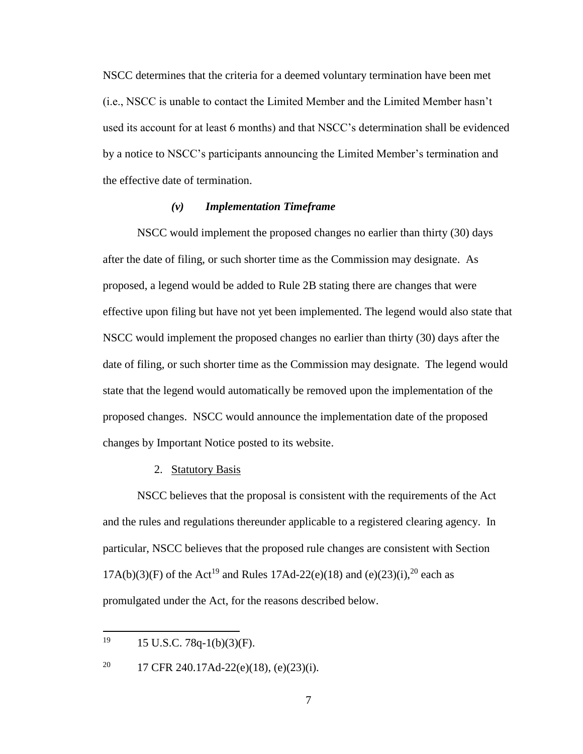NSCC determines that the criteria for a deemed voluntary termination have been met (i.e., NSCC is unable to contact the Limited Member and the Limited Member hasn't used its account for at least 6 months) and that NSCC's determination shall be evidenced by a notice to NSCC's participants announcing the Limited Member's termination and the effective date of termination.

### *(v) Implementation Timeframe*

NSCC would implement the proposed changes no earlier than thirty (30) days after the date of filing, or such shorter time as the Commission may designate. As proposed, a legend would be added to Rule 2B stating there are changes that were effective upon filing but have not yet been implemented. The legend would also state that NSCC would implement the proposed changes no earlier than thirty (30) days after the date of filing, or such shorter time as the Commission may designate. The legend would state that the legend would automatically be removed upon the implementation of the proposed changes. NSCC would announce the implementation date of the proposed changes by Important Notice posted to its website.

## 2. Statutory Basis

NSCC believes that the proposal is consistent with the requirements of the Act and the rules and regulations thereunder applicable to a registered clearing agency. In particular, NSCC believes that the proposed rule changes are consistent with Section 17A(b)(3)(F) of the Act[19] and Rules 17Ad-22(e)(18) and (e)(23)(i),[20] each as promulgated under the Act, for the reasons described below.

---

[19] 15 U.S.C. 78q-1(b)(3)(F).

[20] 17 CFR 240.17Ad-22(e)(18), (e)(23)(i).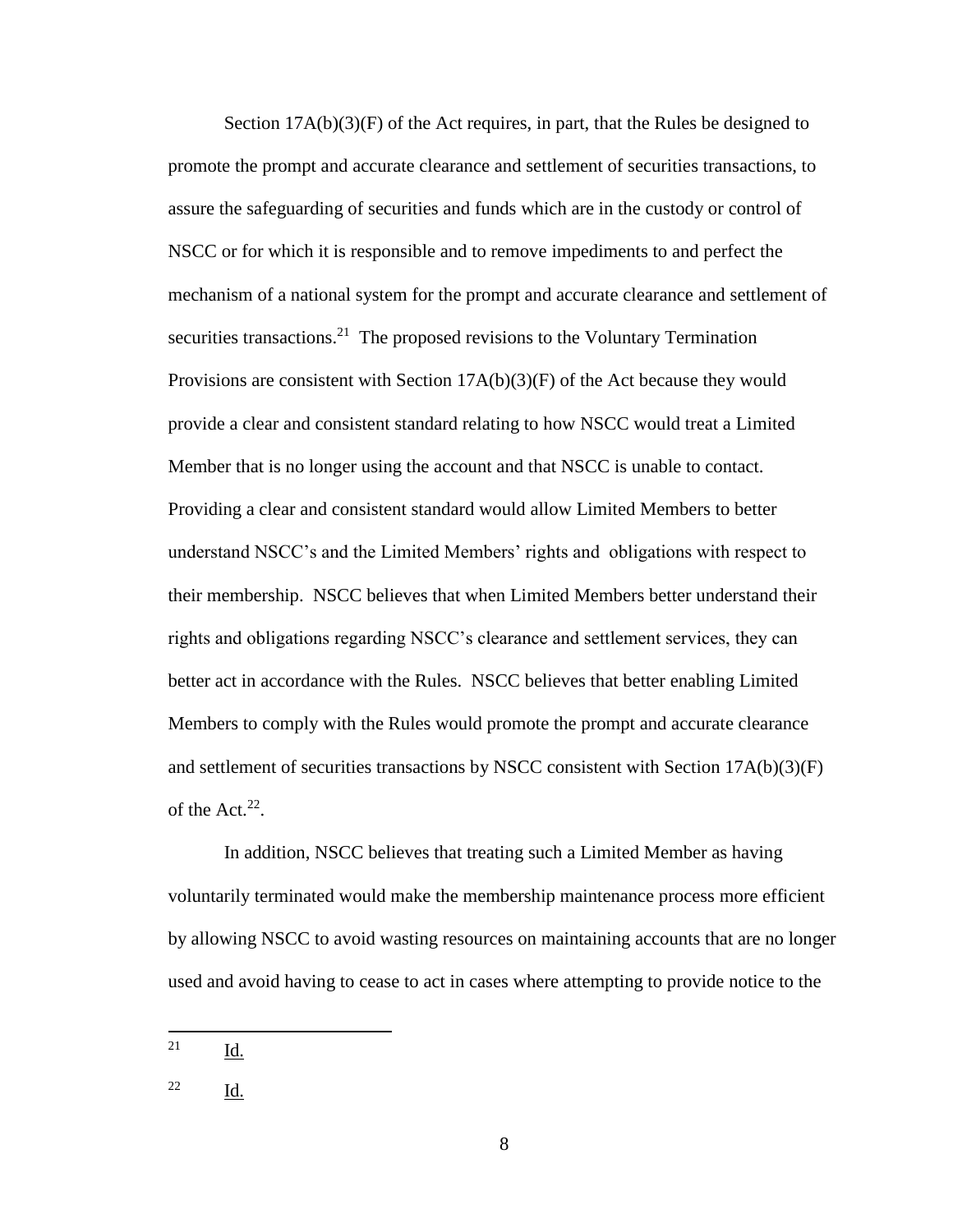Section 17A(b)(3)(F) of the Act requires, in part, that the Rules be designed to promote the prompt and accurate clearance and settlement of securities transactions, to assure the safeguarding of securities and funds which are in the custody or control of NSCC or for which it is responsible and to remove impediments to and perfect the mechanism of a national system for the prompt and accurate clearance and settlement of securities transactions.[21] The proposed revisions to the Voluntary Termination Provisions are consistent with Section 17A(b)(3)(F) of the Act because they would provide a clear and consistent standard relating to how NSCC would treat a Limited Member that is no longer using the account and that NSCC is unable to contact. Providing a clear and consistent standard would allow Limited Members to better understand NSCC's and the Limited Members' rights and obligations with respect to their membership. NSCC believes that when Limited Members better understand their rights and obligations regarding NSCC's clearance and settlement services, they can better act in accordance with the Rules. NSCC believes that better enabling Limited Members to comply with the Rules would promote the prompt and accurate clearance and settlement of securities transactions by NSCC consistent with Section 17A(b)(3)(F) of the Act.[22].

In addition, NSCC believes that treating such a Limited Member as having voluntarily terminated would make the membership maintenance process more efficient by allowing NSCC to avoid wasting resources on maintaining accounts that are no longer used and avoid having to cease to act in cases where attempting to provide notice to the

---

[21] Id.

[22] Id.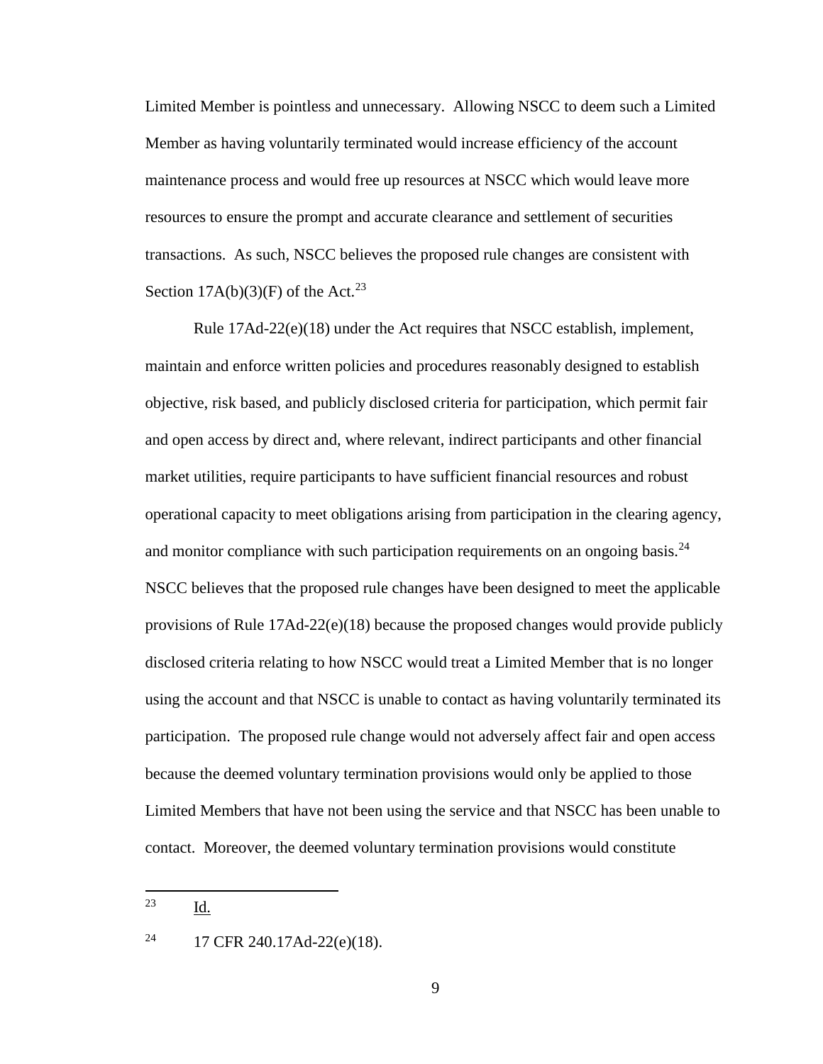Limited Member is pointless and unnecessary. Allowing NSCC to deem such a Limited Member as having voluntarily terminated would increase efficiency of the account maintenance process and would free up resources at NSCC which would leave more resources to ensure the prompt and accurate clearance and settlement of securities transactions. As such, NSCC believes the proposed rule changes are consistent with Section 17A(b)(3)(F) of the Act.[23]

Rule 17Ad-22(e)(18) under the Act requires that NSCC establish, implement, maintain and enforce written policies and procedures reasonably designed to establish objective, risk based, and publicly disclosed criteria for participation, which permit fair and open access by direct and, where relevant, indirect participants and other financial market utilities, require participants to have sufficient financial resources and robust operational capacity to meet obligations arising from participation in the clearing agency, and monitor compliance with such participation requirements on an ongoing basis.[24] NSCC believes that the proposed rule changes have been designed to meet the applicable provisions of Rule 17Ad-22(e)(18) because the proposed changes would provide publicly disclosed criteria relating to how NSCC would treat a Limited Member that is no longer using the account and that NSCC is unable to contact as having voluntarily terminated its participation. The proposed rule change would not adversely affect fair and open access because the deemed voluntary termination provisions would only be applied to those Limited Members that have not been using the service and that NSCC has been unable to contact. Moreover, the deemed voluntary termination provisions would constitute

[23] Id.

[24] 17 CFR 240.17Ad-22(e)(18).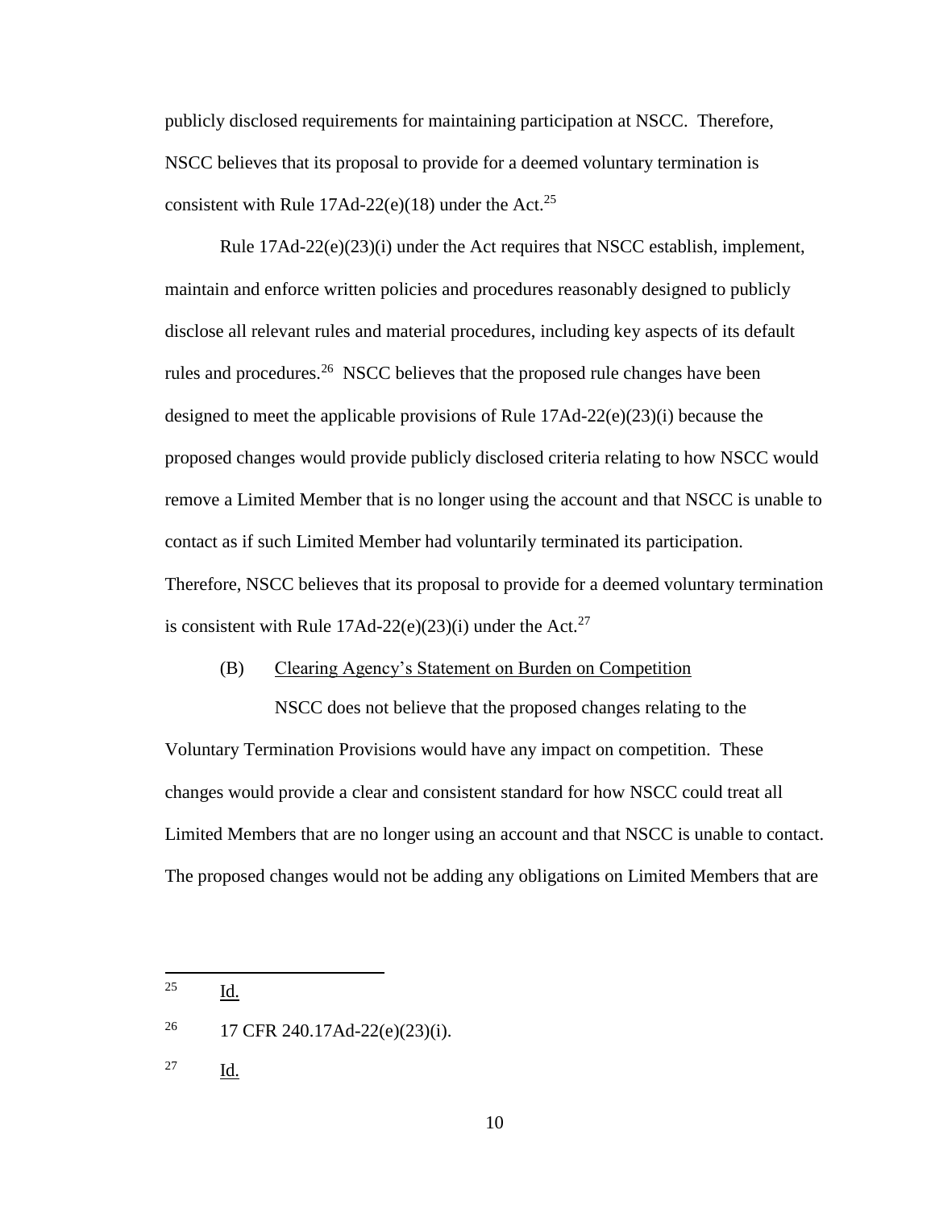publicly disclosed requirements for maintaining participation at NSCC. Therefore, NSCC believes that its proposal to provide for a deemed voluntary termination is consistent with Rule 17Ad-22(e)(18) under the Act.[25]

Rule 17Ad-22(e)(23)(i) under the Act requires that NSCC establish, implement, maintain and enforce written policies and procedures reasonably designed to publicly disclose all relevant rules and material procedures, including key aspects of its default rules and procedures.[26] NSCC believes that the proposed rule changes have been designed to meet the applicable provisions of Rule 17Ad-22(e)(23)(i) because the proposed changes would provide publicly disclosed criteria relating to how NSCC would remove a Limited Member that is no longer using the account and that NSCC is unable to contact as if such Limited Member had voluntarily terminated its participation. Therefore, NSCC believes that its proposal to provide for a deemed voluntary termination is consistent with Rule 17Ad-22(e)(23)(i) under the Act.[27]

(B) Clearing Agency's Statement on Burden on Competition

NSCC does not believe that the proposed changes relating to the Voluntary Termination Provisions would have any impact on competition. These changes would provide a clear and consistent standard for how NSCC could treat all Limited Members that are no longer using an account and that NSCC is unable to contact. The proposed changes would not be adding any obligations on Limited Members that are

---

[25] Id.

[26] 17 CFR 240.17Ad-22(e)(23)(i).

[27] Id.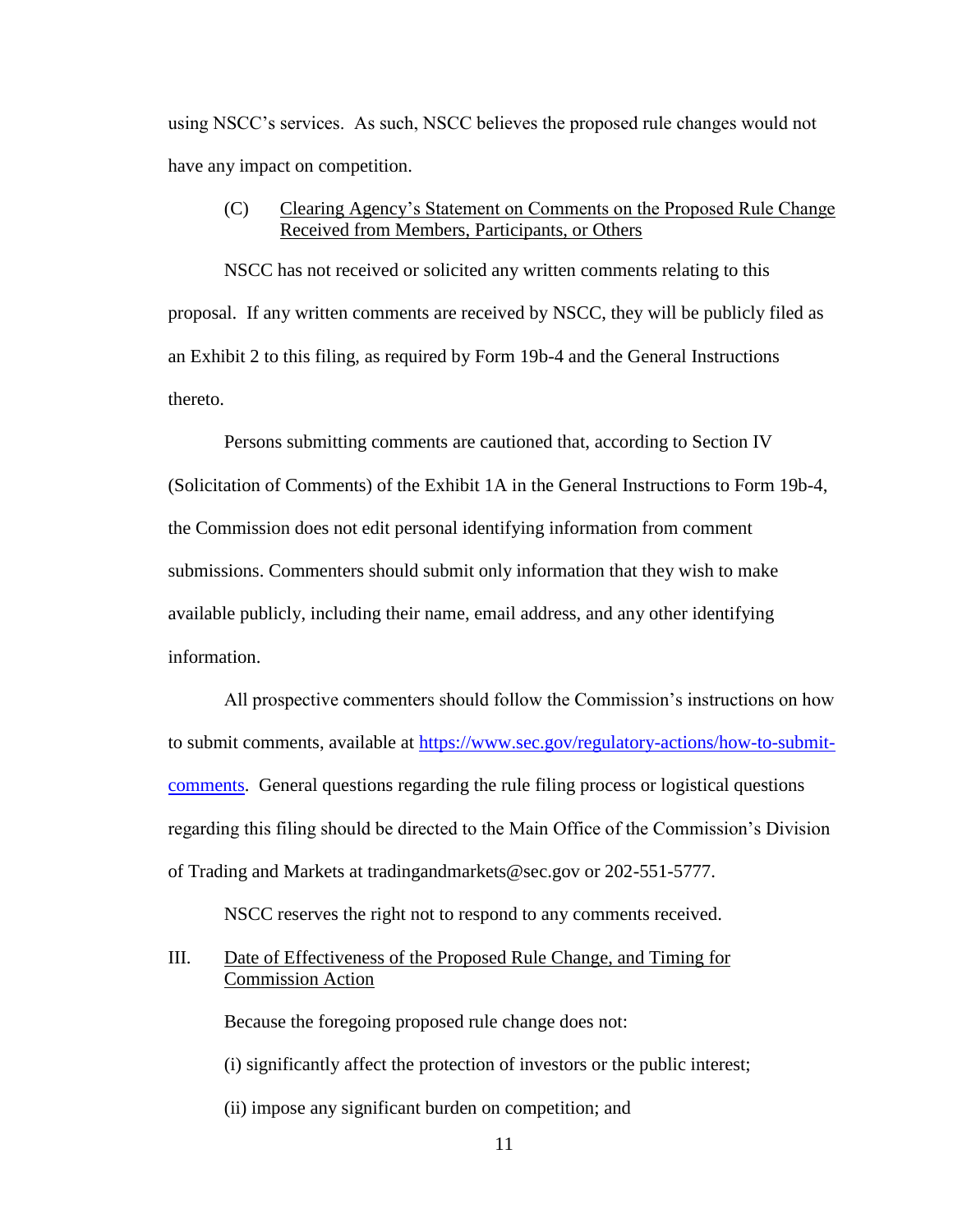using NSCC's services. As such, NSCC believes the proposed rule changes would not have any impact on competition.

(C) Clearing Agency's Statement on Comments on the Proposed Rule Change Received from Members, Participants, or Others

NSCC has not received or solicited any written comments relating to this proposal. If any written comments are received by NSCC, they will be publicly filed as an Exhibit 2 to this filing, as required by Form 19b-4 and the General Instructions thereto.

Persons submitting comments are cautioned that, according to Section IV (Solicitation of Comments) of the Exhibit 1A in the General Instructions to Form 19b-4, the Commission does not edit personal identifying information from comment submissions. Commenters should submit only information that they wish to make available publicly, including their name, email address, and any other identifying information.

All prospective commenters should follow the Commission's instructions on how to submit comments, available at https://www.sec.gov/regulatory-actions/how-to-submit-comments. General questions regarding the rule filing process or logistical questions regarding this filing should be directed to the Main Office of the Commission's Division of Trading and Markets at tradingandmarkets@sec.gov or 202-551-5777.

NSCC reserves the right not to respond to any comments received.

## III. Date of Effectiveness of the Proposed Rule Change, and Timing for Commission Action

Because the foregoing proposed rule change does not:

(i) significantly affect the protection of investors or the public interest;

(ii) impose any significant burden on competition; and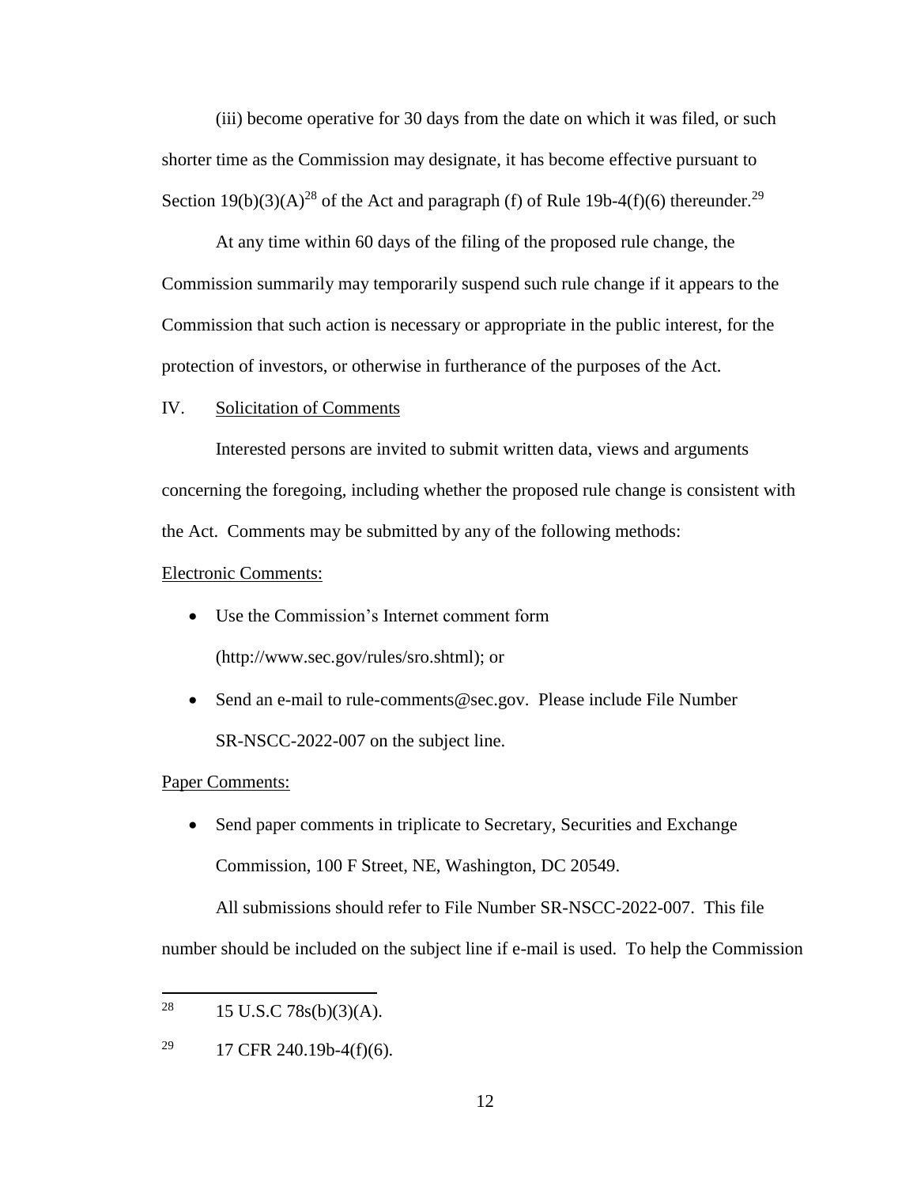(iii) become operative for 30 days from the date on which it was filed, or such shorter time as the Commission may designate, it has become effective pursuant to Section 19(b)(3)(A)[28] of the Act and paragraph (f) of Rule 19b-4(f)(6) thereunder.[29]

At any time within 60 days of the filing of the proposed rule change, the Commission summarily may temporarily suspend such rule change if it appears to the Commission that such action is necessary or appropriate in the public interest, for the protection of investors, or otherwise in furtherance of the purposes of the Act.

## IV. Solicitation of Comments

Interested persons are invited to submit written data, views and arguments concerning the foregoing, including whether the proposed rule change is consistent with the Act. Comments may be submitted by any of the following methods:

Electronic Comments:

- Use the Commission's Internet comment form (http://www.sec.gov/rules/sro.shtml); or
- Send an e-mail to rule-comments@sec.gov. Please include File Number SR-NSCC-2022-007 on the subject line.

Paper Comments:

- Send paper comments in triplicate to Secretary, Securities and Exchange Commission, 100 F Street, NE, Washington, DC 20549.

All submissions should refer to File Number SR-NSCC-2022-007. This file number should be included on the subject line if e-mail is used. To help the Commission

---

[28] 15 U.S.C 78s(b)(3)(A).

[29] 17 CFR 240.19b-4(f)(6).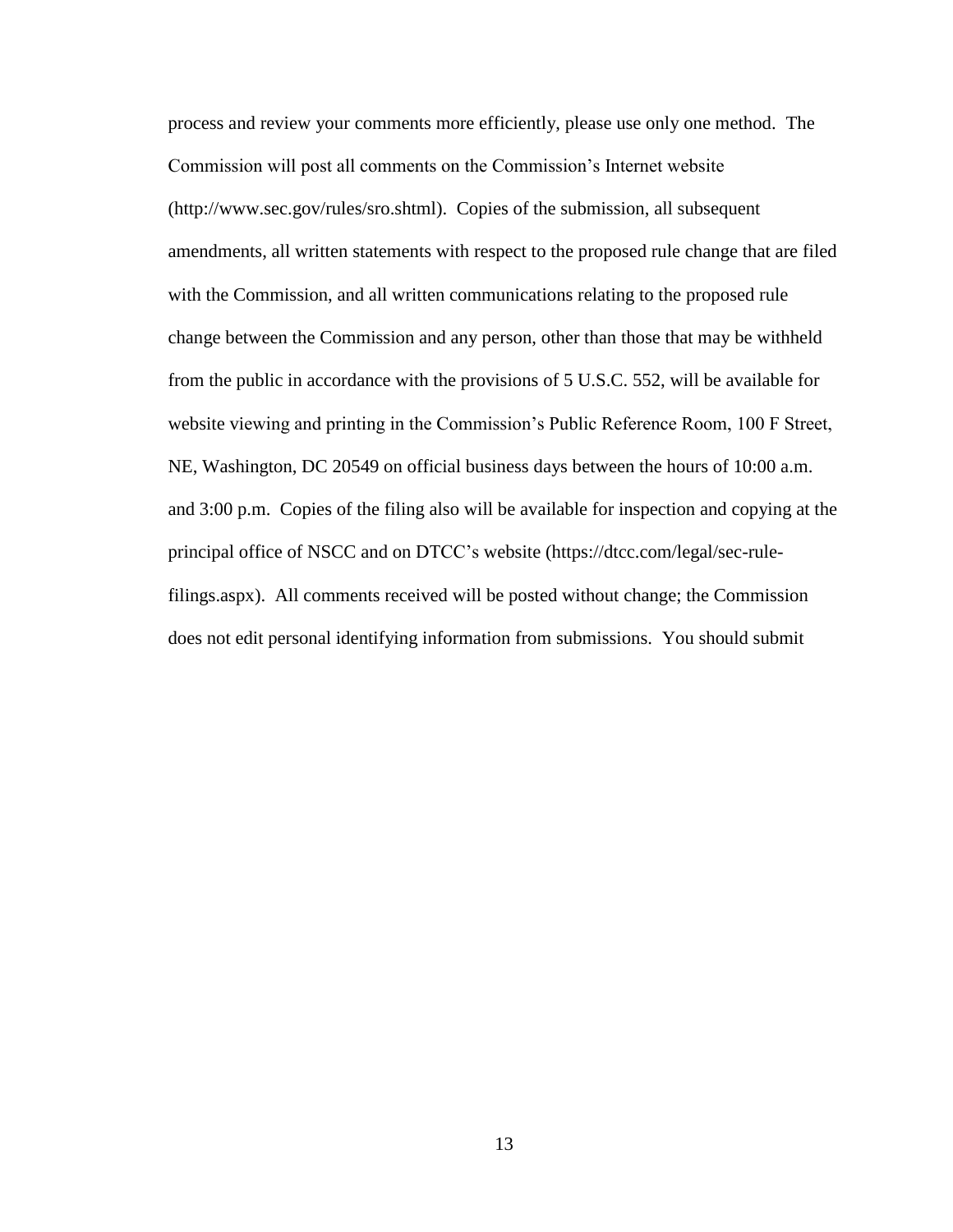process and review your comments more efficiently, please use only one method. The Commission will post all comments on the Commission's Internet website (http://www.sec.gov/rules/sro.shtml). Copies of the submission, all subsequent amendments, all written statements with respect to the proposed rule change that are filed with the Commission, and all written communications relating to the proposed rule change between the Commission and any person, other than those that may be withheld from the public in accordance with the provisions of 5 U.S.C. 552, will be available for website viewing and printing in the Commission's Public Reference Room, 100 F Street, NE, Washington, DC 20549 on official business days between the hours of 10:00 a.m. and 3:00 p.m. Copies of the filing also will be available for inspection and copying at the principal office of NSCC and on DTCC's website (https://dtcc.com/legal/sec-rule-filings.aspx). All comments received will be posted without change; the Commission does not edit personal identifying information from submissions. You should submit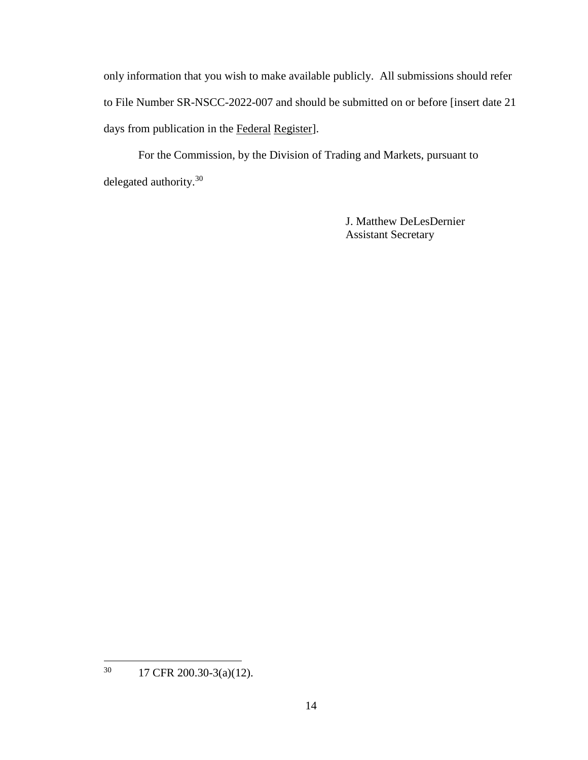only information that you wish to make available publicly. All submissions should refer to File Number SR-NSCC-2022-007 and should be submitted on or before [insert date 21 days from publication in the Federal Register].

For the Commission, by the Division of Trading and Markets, pursuant to delegated authority.[30]

J. Matthew DeLesDernier
Assistant Secretary

---

[30] 17 CFR 200.30-3(a)(12).